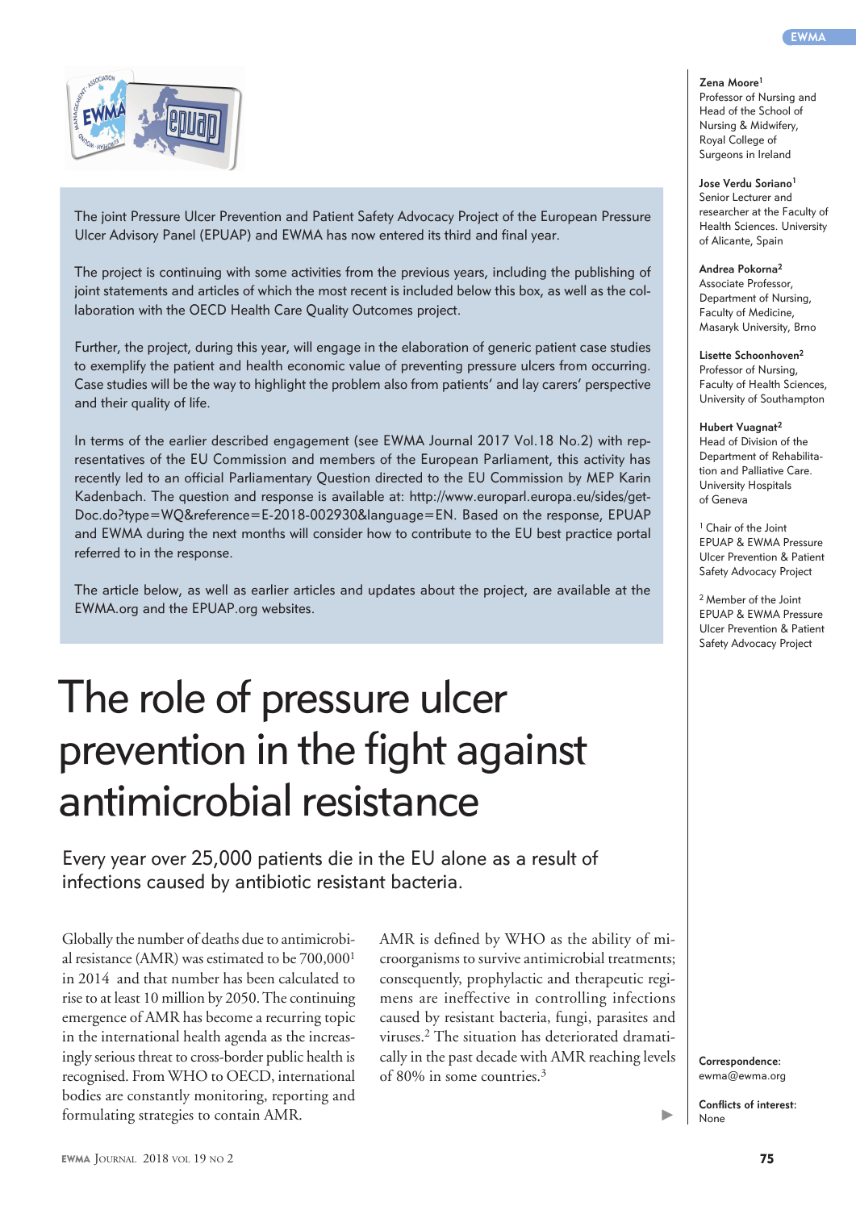The joint Pressure Ulcer Prevention and Patient Safety Advocacy Project of the European Pressure Ulcer Advisory Panel (EPUAP) and EWMA has now entered its third and final year.

The project is continuing with some activities from the previous years, including the publishing of joint statements and articles of which the most recent is included below this box, as well as the collaboration with the OECD Health Care Quality Outcomes project.

Further, the project, during this year, will engage in the elaboration of generic patient case studies to exemplify the patient and health economic value of preventing pressure ulcers from occurring. Case studies will be the way to highlight the problem also from patients' and lay carers' perspective and their quality of life.

In terms of the earlier described engagement (see EWMA Journal 2017 Vol.18 No.2) with representatives of the EU Commission and members of the European Parliament, this activity has recently led to an official Parliamentary Question directed to the EU Commission by MEP Karin Kadenbach. The question and response is available at: http://www.europarl.europa.eu/sides/getDoc.do?type=WQ&reference=E-2018-002930&language=EN. Based on the response, EPUAP and EWMA during the next months will consider how to contribute to the EU best practice portal referred to in the response.

The article below, as well as earlier articles and updates about the project, are available at the EWMA.org and the EPUAP.org websites.

# The role of pressure ulcer prevention in the fight against antimicrobial resistance

## Every year over 25,000 patients die in the EU alone as a result of infections caused by antibiotic resistant bacteria.

**Zena Moore**[1]
Professor of Nursing and Head of the School of Nursing & Midwifery, Royal College of Surgeons in Ireland

**Jose Verdu Soriano**[1]
Senior Lecturer and researcher at the Faculty of Health Sciences. University of Alicante, Spain

**Andrea Pokorna**[2]
Associate Professor, Department of Nursing, Faculty of Medicine, Masaryk University, Brno

**Lisette Schoonhoven**[2]
Professor of Nursing, Faculty of Health Sciences, University of Southampton

**Hubert Vuagnat**[2]
Head of Division of the Department of Rehabilitation and Palliative Care. University Hospitals of Geneva

[1] Chair of the Joint EPUAP & EWMA Pressure Ulcer Prevention & Patient Safety Advocacy Project

[2] Member of the Joint EPUAP & EWMA Pressure Ulcer Prevention & Patient Safety Advocacy Project

**Correspondence:** ewma@ewma.org

**Conflicts of interest:** None

Globally the number of deaths due to antimicrobial resistance (AMR) was estimated to be 700,000[1] in 2014 and that number has been calculated to rise to at least 10 million by 2050. The continuing emergence of AMR has become a recurring topic in the international health agenda as the increasingly serious threat to cross-border public health is recognised. From WHO to OECD, international bodies are constantly monitoring, reporting and formulating strategies to contain AMR.

AMR is defined by WHO as the ability of microorganisms to survive antimicrobial treatments; consequently, prophylactic and therapeutic regimens are ineffective in controlling infections caused by resistant bacteria, fungi, parasites and viruses.[2] The situation has deteriorated dramatically in the past decade with AMR reaching levels of 80% in some countries.[3]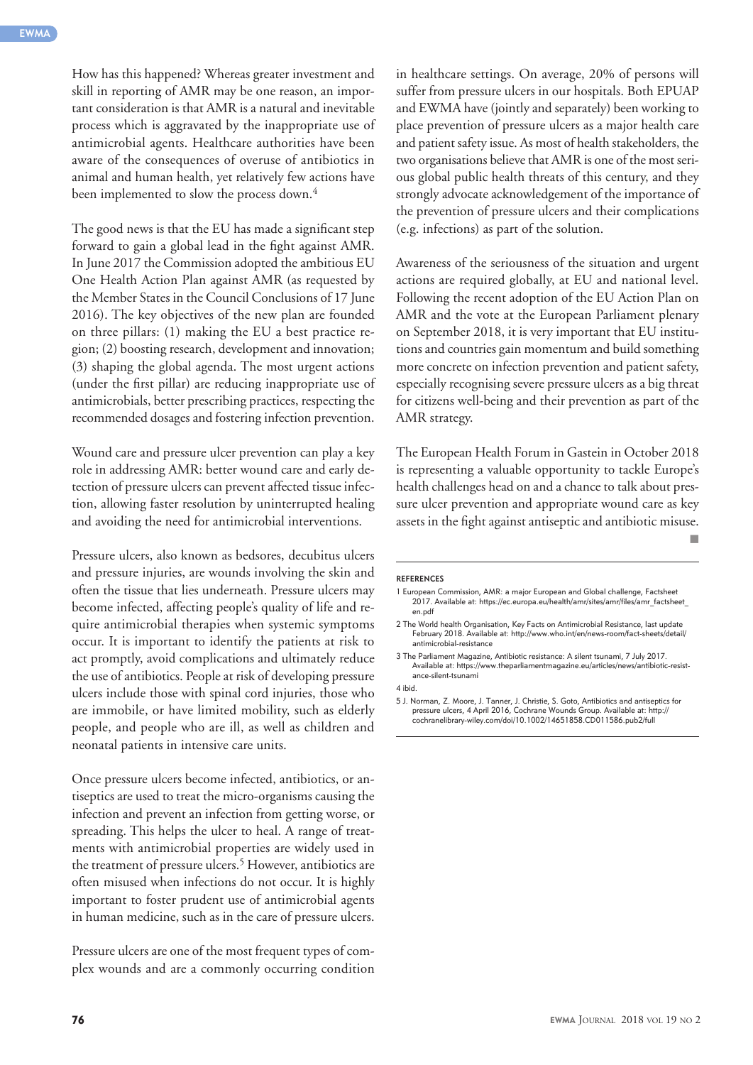How has this happened? Whereas greater investment and skill in reporting of AMR may be one reason, an important consideration is that AMR is a natural and inevitable process which is aggravated by the inappropriate use of antimicrobial agents. Healthcare authorities have been aware of the consequences of overuse of antibiotics in animal and human health, yet relatively few actions have been implemented to slow the process down.[4]

The good news is that the EU has made a significant step forward to gain a global lead in the fight against AMR. In June 2017 the Commission adopted the ambitious EU One Health Action Plan against AMR (as requested by the Member States in the Council Conclusions of 17 June 2016). The key objectives of the new plan are founded on three pillars: (1) making the EU a best practice region; (2) boosting research, development and innovation; (3) shaping the global agenda. The most urgent actions (under the first pillar) are reducing inappropriate use of antimicrobials, better prescribing practices, respecting the recommended dosages and fostering infection prevention.

Wound care and pressure ulcer prevention can play a key role in addressing AMR: better wound care and early detection of pressure ulcers can prevent affected tissue infection, allowing faster resolution by uninterrupted healing and avoiding the need for antimicrobial interventions.

Pressure ulcers, also known as bedsores, decubitus ulcers and pressure injuries, are wounds involving the skin and often the tissue that lies underneath. Pressure ulcers may become infected, affecting people's quality of life and require antimicrobial therapies when systemic symptoms occur. It is important to identify the patients at risk to act promptly, avoid complications and ultimately reduce the use of antibiotics. People at risk of developing pressure ulcers include those with spinal cord injuries, those who are immobile, or have limited mobility, such as elderly people, and people who are ill, as well as children and neonatal patients in intensive care units.

Once pressure ulcers become infected, antibiotics, or antiseptics are used to treat the micro-organisms causing the infection and prevent an infection from getting worse, or spreading. This helps the ulcer to heal. A range of treatments with antimicrobial properties are widely used in the treatment of pressure ulcers.[5] However, antibiotics are often misused when infections do not occur. It is highly important to foster prudent use of antimicrobial agents in human medicine, such as in the care of pressure ulcers.

Pressure ulcers are one of the most frequent types of complex wounds and are a commonly occurring condition in healthcare settings. On average, 20% of persons will suffer from pressure ulcers in our hospitals. Both EPUAP and EWMA have (jointly and separately) been working to place prevention of pressure ulcers as a major health care and patient safety issue. As most of health stakeholders, the two organisations believe that AMR is one of the most serious global public health threats of this century, and they strongly advocate acknowledgement of the importance of the prevention of pressure ulcers and their complications (e.g. infections) as part of the solution.

Awareness of the seriousness of the situation and urgent actions are required globally, at EU and national level. Following the recent adoption of the EU Action Plan on AMR and the vote at the European Parliament plenary on September 2018, it is very important that EU institutions and countries gain momentum and build something more concrete on infection prevention and patient safety, especially recognising severe pressure ulcers as a big threat for citizens well-being and their prevention as part of the AMR strategy.

The European Health Forum in Gastein in October 2018 is representing a valuable opportunity to tackle Europe's health challenges head on and a chance to talk about pressure ulcer prevention and appropriate wound care as key assets in the fight against antiseptic and antibiotic misuse.

## REFERENCES

1 European Commission, AMR: a major European and Global challenge, Factsheet 2017. Available at: https://ec.europa.eu/health/amr/sites/amr/files/amr_factsheet_en.pdf

2 The World health Organisation, Key Facts on Antimicrobial Resistance, last update February 2018. Available at: http://www.who.int/en/news-room/fact-sheets/detail/antimicrobial-resistance

3 The Parliament Magazine, Antibiotic resistance: A silent tsunami, 7 July 2017. Available at: https://www.theparliamentmagazine.eu/articles/news/antibiotic-resistance-silent-tsunami

4 ibid.

5 J. Norman, Z. Moore, J. Tanner, J. Christie, S. Goto, Antibiotics and antiseptics for pressure ulcers, 4 April 2016, Cochrane Wounds Group. Available at: http://cochranelibrary-wiley.com/doi/10.1002/14651858.CD011586.pub2/full